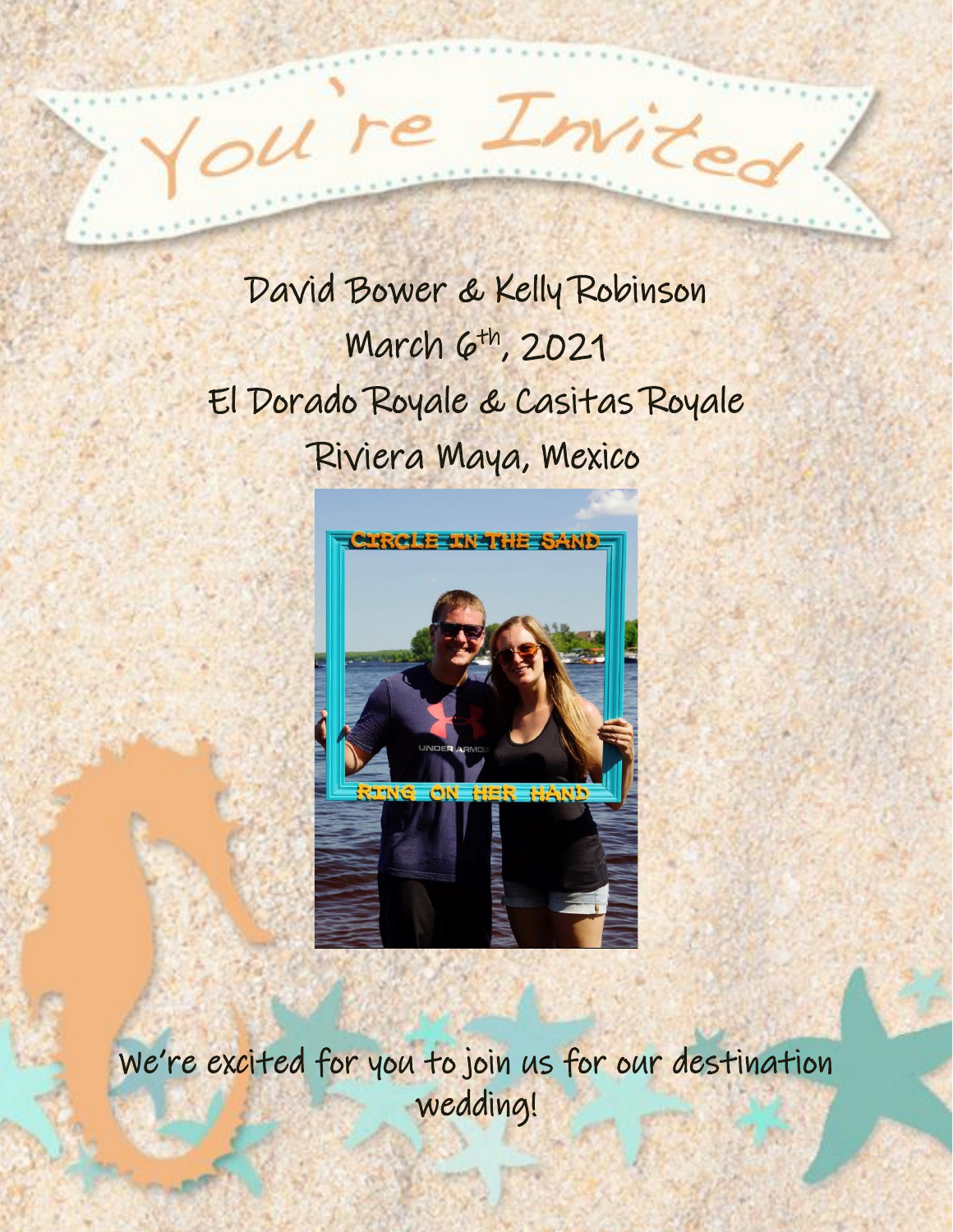# You're Invited

David Bower & Kelly Robinson

March 6th, 2021

El Dorado Royale & Casitas Royale

Riviera Maya, Mexico

We're excited for you to join us for our destination wedding!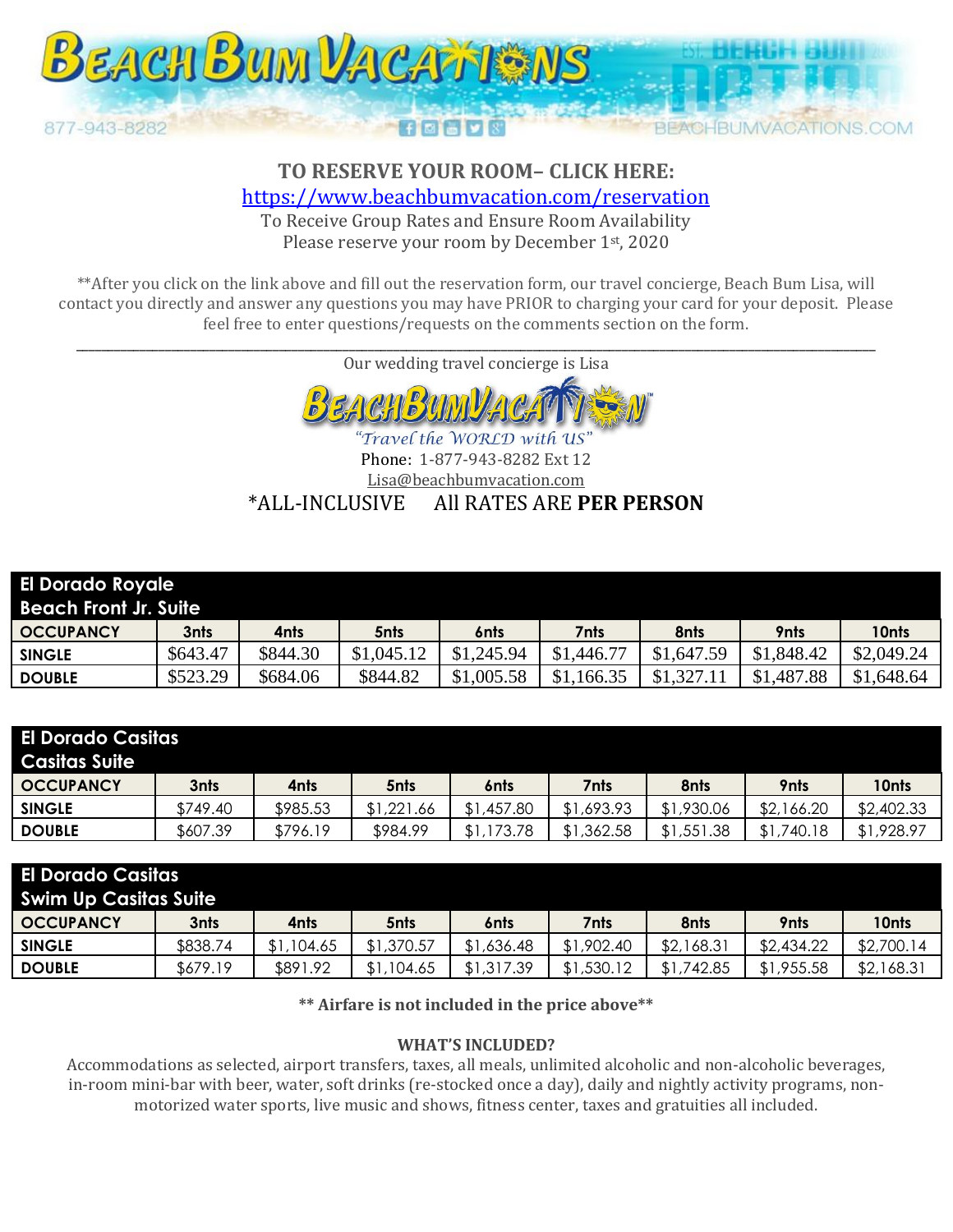**TO RESERVE YOUR ROOM– CLICK HERE:**

https://www.beachbumvacation.com/reservation

To Receive Group Rates and Ensure Room Availability
Please reserve your room by December 1st, 2020

**After you click on the link above and fill out the reservation form, our travel concierge, Beach Bum Lisa, will contact you directly and answer any questions you may have PRIOR to charging your card for your deposit. Please feel free to enter questions/requests on the comments section on the form.

---

Our wedding travel concierge is Lisa

"Travel the WORLD with US"

Phone: 1-877-943-8282 Ext 12
Lisa@beachbumvacation.com

*ALL-INCLUSIVE All RATES ARE **PER PERSON**

| **El Dorado Royale Beach Front Jr. Suite** | | | | | | | | |
|---|---|---|---|---|---|---|---|---|
| **OCCUPANCY** | **3nts** | **4nts** | **5nts** | **6nts** | **7nts** | **8nts** | **9nts** | **10nts** |
| **SINGLE** | $643.47 | $844.30 | $1,045.12 | $1,245.94 | $1,446.77 | $1,647.59 | $1,848.42 | $2,049.24 |
| **DOUBLE** | $523.29 | $684.06 | $844.82 | $1,005.58 | $1,166.35 | $1,327.11 | $1,487.88 | $1,648.64 |

| **El Dorado Casitas Casitas Suite** | | | | | | | | |
|---|---|---|---|---|---|---|---|---|
| **OCCUPANCY** | **3nts** | **4nts** | **5nts** | **6nts** | **7nts** | **8nts** | **9nts** | **10nts** |
| **SINGLE** | $749.40 | $985.53 | $1,221.66 | $1,457.80 | $1,693.93 | $1,930.06 | $2,166.20 | $2,402.33 |
| **DOUBLE** | $607.39 | $796.19 | $984.99 | $1,173.78 | $1,362.58 | $1,551.38 | $1,740.18 | $1,928.97 |

| **El Dorado Casitas Swim Up Casitas Suite** | | | | | | | | |
|---|---|---|---|---|---|---|---|---|
| **OCCUPANCY** | **3nts** | **4nts** | **5nts** | **6nts** | **7nts** | **8nts** | **9nts** | **10nts** |
| **SINGLE** | $838.74 | $1,104.65 | $1,370.57 | $1,636.48 | $1,902.40 | $2,168.31 | $2,434.22 | $2,700.14 |
| **DOUBLE** | $679.19 | $891.92 | $1,104.65 | $1,317.39 | $1,530.12 | $1,742.85 | $1,955.58 | $2,168.31 |

**** Airfare is not included in the price above****

**WHAT'S INCLUDED?**

Accommodations as selected, airport transfers, taxes, all meals, unlimited alcoholic and non-alcoholic beverages, in-room mini-bar with beer, water, soft drinks (re-stocked once a day), daily and nightly activity programs, non-motorized water sports, live music and shows, fitness center, taxes and gratuities all included.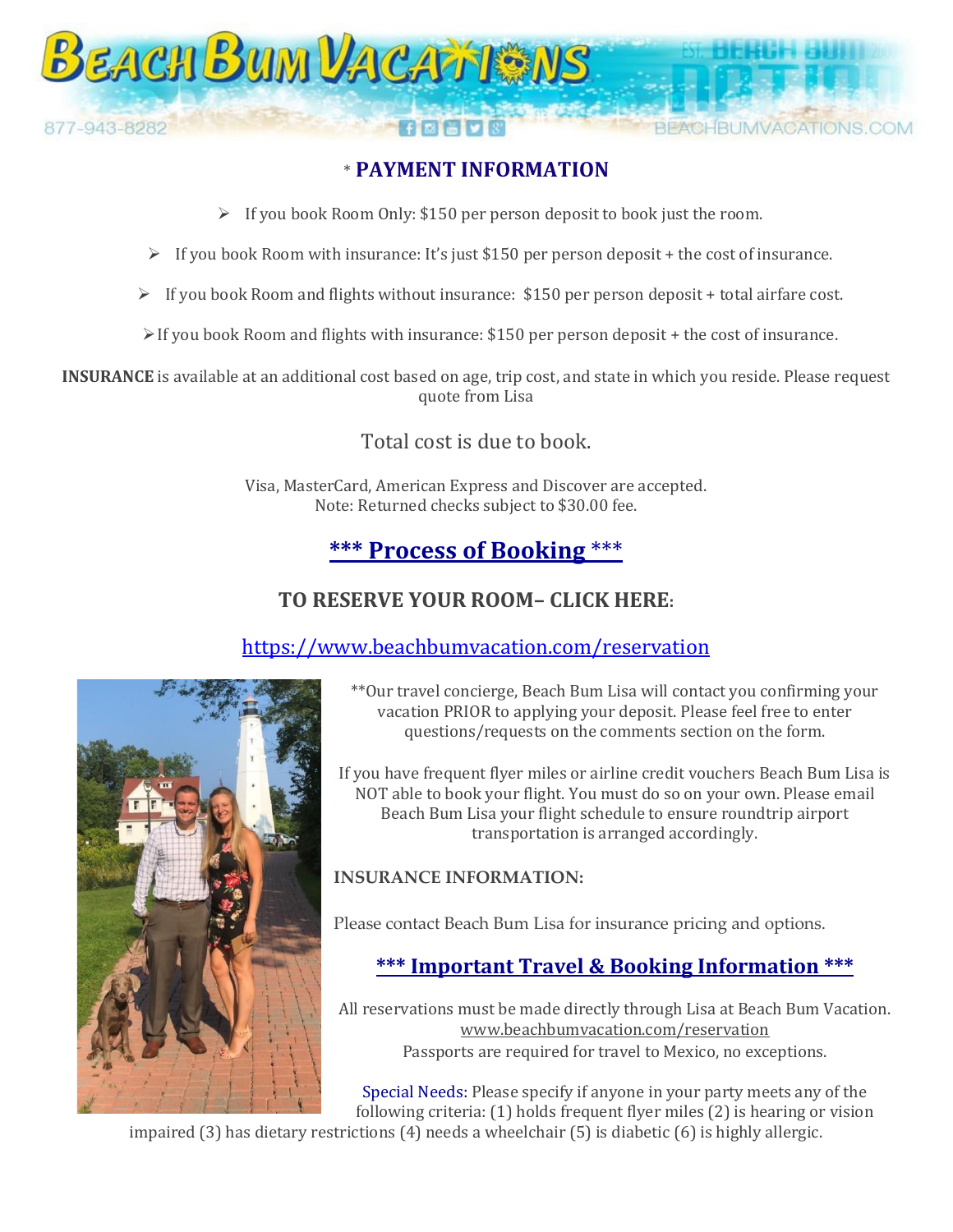\* **PAYMENT INFORMATION**

- If you book Room Only: $150 per person deposit to book just the room.
- If you book Room with insurance: It's just $150 per person deposit + the cost of insurance.
- If you book Room and flights without insurance: $150 per person deposit + total airfare cost.
- If you book Room and flights with insurance: $150 per person deposit + the cost of insurance.

**INSURANCE** is available at an additional cost based on age, trip cost, and state in which you reside. Please request quote from Lisa

Total cost is due to book.

Visa, MasterCard, American Express and Discover are accepted.
Note: Returned checks subject to $30.00 fee.

## *** Process of Booking ***

### TO RESERVE YOUR ROOM– CLICK HERE:

https://www.beachbumvacation.com/reservation

**Our travel concierge, Beach Bum Lisa will contact you confirming your vacation PRIOR to applying your deposit. Please feel free to enter questions/requests on the comments section on the form.

If you have frequent flyer miles or airline credit vouchers Beach Bum Lisa is NOT able to book your flight. You must do so on your own. Please email Beach Bum Lisa your flight schedule to ensure roundtrip airport transportation is arranged accordingly.

**INSURANCE INFORMATION:**

Please contact Beach Bum Lisa for insurance pricing and options.

## *** Important Travel & Booking Information ***

All reservations must be made directly through Lisa at Beach Bum Vacation.
www.beachbumvacation.com/reservation
Passports are required for travel to Mexico, no exceptions.

Special Needs: Please specify if anyone in your party meets any of the following criteria: (1) holds frequent flyer miles (2) is hearing or vision impaired (3) has dietary restrictions (4) needs a wheelchair (5) is diabetic (6) is highly allergic.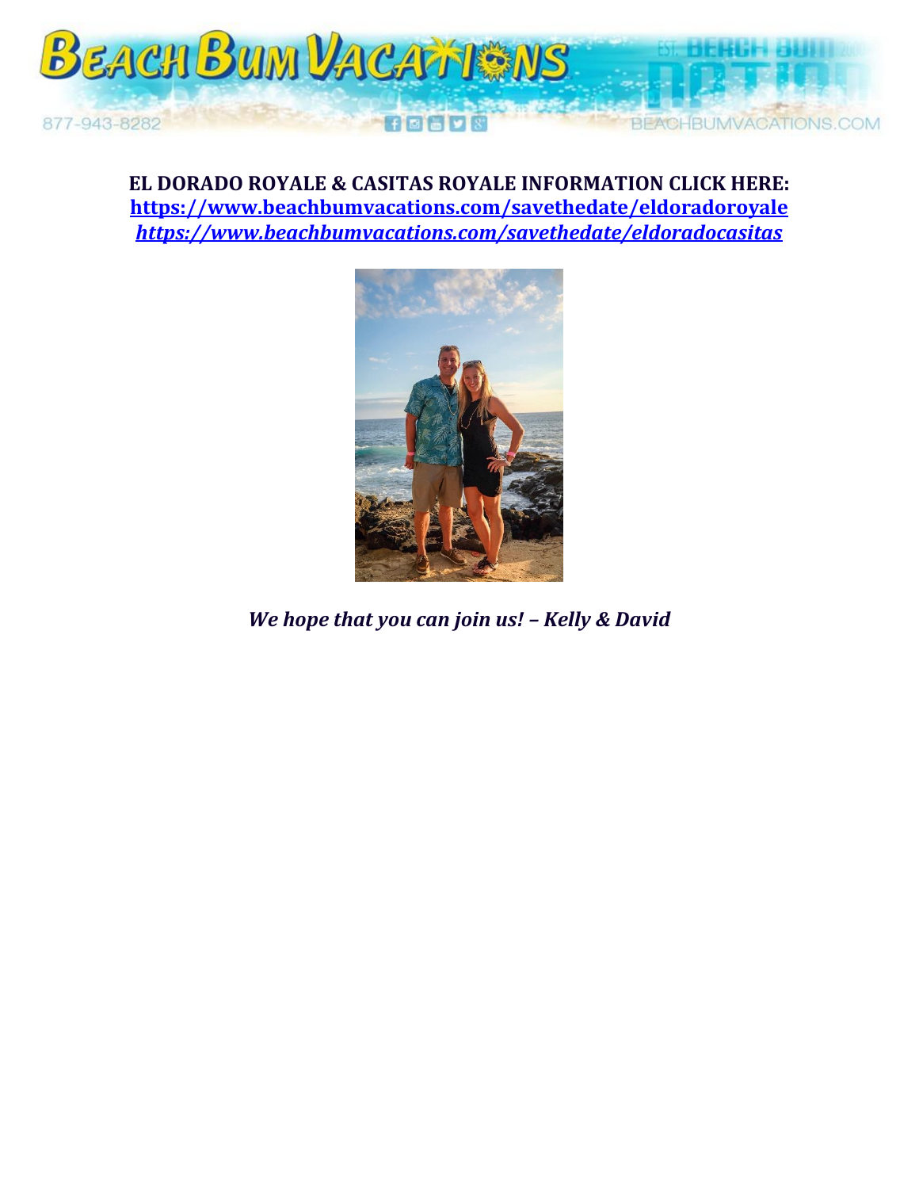**EL DORADO ROYALE & CASITAS ROYALE INFORMATION CLICK HERE:**
**https://www.beachbumvacations.com/savethedate/eldoradoroyale**
***https://www.beachbumvacations.com/savethedate/eldoradocasitas***

***We hope that you can join us! – Kelly & David***